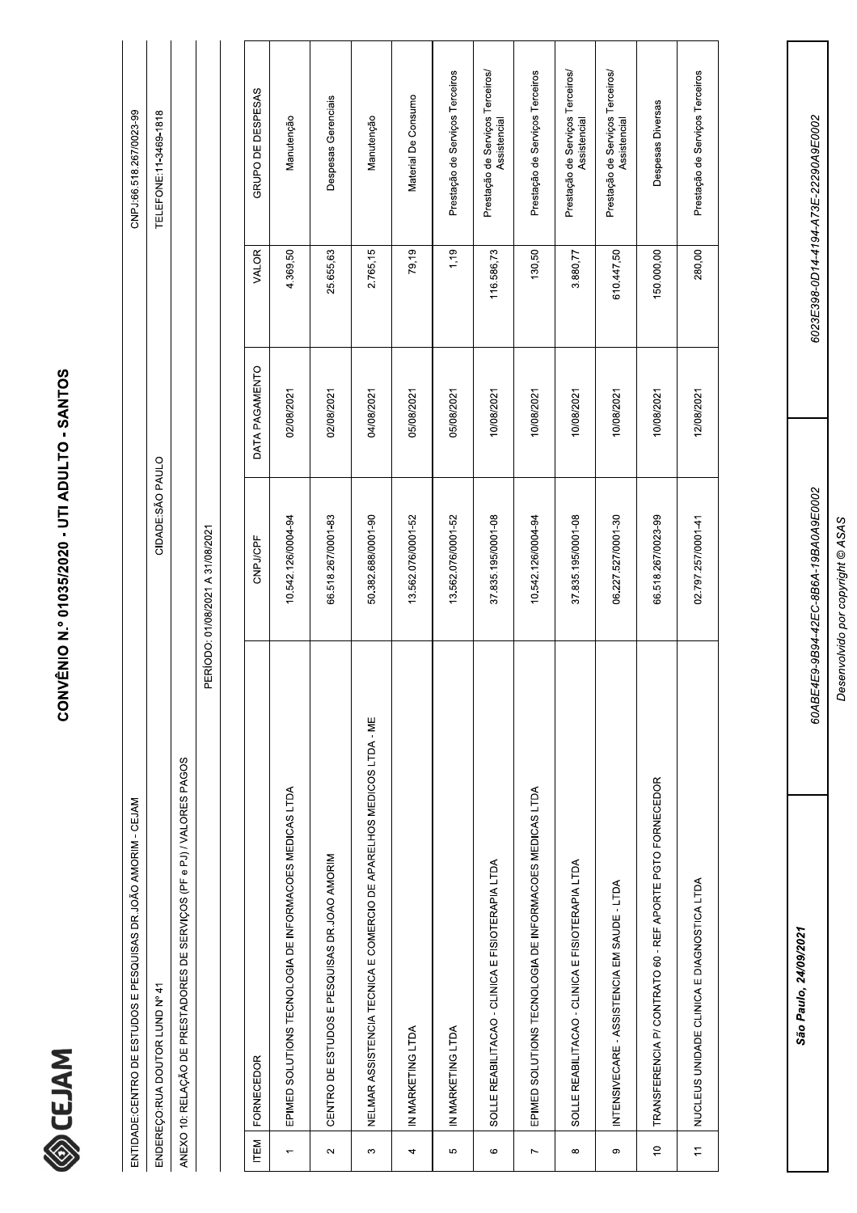# CONVÊNIO N.º 01035/2020 - UTI ADULTO - SANTOS

CEJAM

| ENTIDADE:CENTRO DE ESTUDOS E PESQUISAS DR.JOÃO AMORIM - CEJAM | CNPJ:66.518.267/0023-99 |
|---|---|
| ENDEREÇO:RUA DOUTOR LUND Nº 41 CIDADE:SÃO PAULO | TELEFONE:11-3469-1818 |
| ANEXO 10: RELAÇÃO DE PRESTADORES DE SERVIÇOS (PF e PJ) / VALORES PAGOS | |
| PERÍODO: 01/08/2021 A 31/08/2021 | |

| ITEM | FORNECEDOR | CNPJ/CPF | DATA PAGAMENTO | VALOR | GRUPO DE DESPESAS |
|---|---|---|---|---|---|
| 1 | EPIMED SOLUTIONS TECNOLOGIA DE INFORMACOES MEDICAS LTDA | 10.542.126/0004-94 | 02/08/2021 | 4.369,50 | Manutenção |
| 2 | CENTRO DE ESTUDOS E PESQUISAS DR.JOAO AMORIM | 66.518.267/0001-83 | 02/08/2021 | 25.655,63 | Despesas Gerenciais |
| 3 | NELMAR ASSISTENCIA TECNICA E COMERCIO DE APARELHOS MEDICOS LTDA - ME | 50.382.688/0001-90 | 04/08/2021 | 2.765,15 | Manutenção |
| 4 | IN MARKETING LTDA | 13.562.076/0001-52 | 05/08/2021 | 79,19 | Material De Consumo |
| 5 | IN MARKETING LTDA | 13.562.076/0001-52 | 05/08/2021 | 1,19 | Prestação de Serviços Terceiros |
| 6 | SOLLE REABILITACAO - CLINICA E FISIOTERAPIA LTDA | 37.835.195/0001-08 | 10/08/2021 | 116.586,73 | Prestação de Serviços Terceiros/ Assistencial |
| 7 | EPIMED SOLUTIONS TECNOLOGIA DE INFORMACOES MEDICAS LTDA | 10.542.126/0004-94 | 10/08/2021 | 130,50 | Prestação de Serviços Terceiros |
| 8 | SOLLE REABILITACAO - CLINICA E FISIOTERAPIA LTDA | 37.835.195/0001-08 | 10/08/2021 | 3.880,77 | Prestação de Serviços Terceiros/ Assistencial |
| 9 | INTENSIVECARE - ASSISTENCIA EM SAUDE - LTDA | 06.227.527/0001-30 | 10/08/2021 | 610.447,50 | Prestação de Serviços Terceiros/ Assistencial |
| 10 | TRANSFERENCIA P/ CONTRATO 60 - REF APORTE PGTO FORNECEDOR | 66.518.267/0023-99 | 10/08/2021 | 150.000,00 | Despesas Diversas |
| 11 | NUCLEUS UNIDADE CLINICA E DIAGNOSTICA LTDA | 02.797.257/0001-41 | 12/08/2021 | 280,00 | Prestação de Serviços Terceiros |

| *São Paulo, 24/09/2021* | *60ABE4E9-9B94-42EC-8B6A-19BA0A9E0002* | *6023E398-0D14-4194-A73E-22290A9E0002* |
|---|---|---|

*Desenvolvido por copyright © ASAS*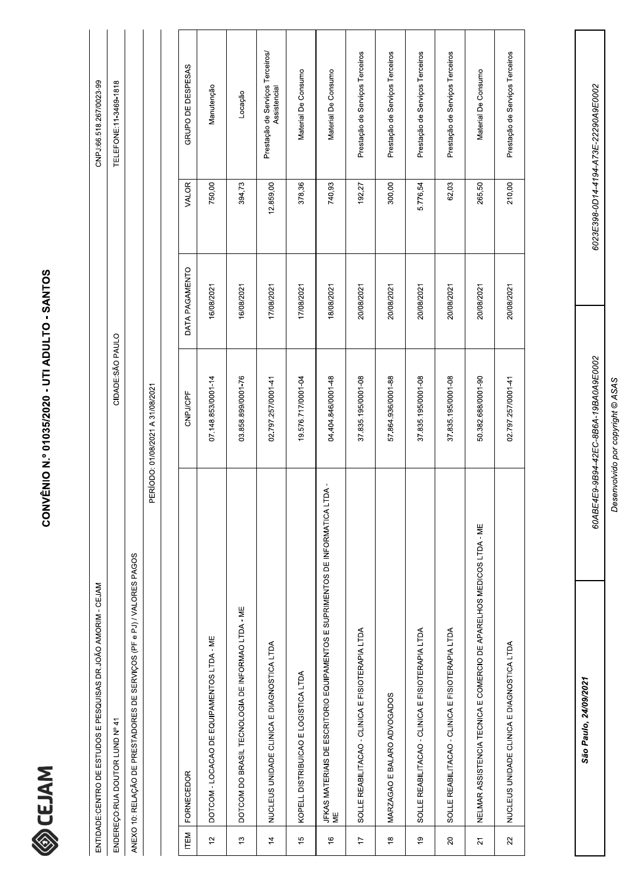# CONVÊNIO N.º 01035/2020 - UTI ADULTO - SANTOS

| | |
|---|---|
| ENTIDADE:CENTRO DE ESTUDOS E PESQUISAS DR.JOÃO AMORIM - CEJAM | CNPJ:66.518.267/0023-99 |
| ENDEREÇO:RUA DOUTOR LUND Nº 41 CIDADE:SÃO PAULO | TELEFONE:11-3469-1818 |
| ANEXO 10: RELAÇÃO DE PRESTADORES DE SERVIÇOS (PF e PJ) / VALORES PAGOS | |
| PERÍODO: 01/08/2021 A 31/08/2021 | |

| ITEM | FORNECEDOR | CNPJ/CPF | DATA PAGAMENTO | VALOR | GRUPO DE DESPESAS |
|---|---|---|---|---|---|
| 12 | DOTCOM - LOCACAO DE EQUIPAMENTOS LTDA - ME | 07.148.853/0001-14 | 16/08/2021 | 750,00 | Manutenção |
| 13 | DOTCOM DO BRASIL TECNOLOGIA DE INFORMAO LTDA - ME | 03.858.899/0001-76 | 16/08/2021 | 394,73 | Locação |
| 14 | NUCLEUS UNIDADE CLINICA E DIAGNOSTICA LTDA | 02.797.257/0001-41 | 17/08/2021 | 12.859,00 | Prestação de Serviços Terceiros/ Assistencial |
| 15 | KOPELL DISTRIBUICAO E LOGISTICA LTDA | 19.576.717/0001-04 | 17/08/2021 | 378,36 | Material De Consumo |
| 16 | JFKAS MATERIAIS DE ESCRITORIO EQUIPAMENTOS E SUPRIMENTOS DE INFORMATICA LTDA - ME | 04.404.846/0001-48 | 18/08/2021 | 740,93 | Material De Consumo |
| 17 | SOLLE REABILITACAO - CLINICA E FISIOTERAPIA LTDA | 37.835.195/0001-08 | 20/08/2021 | 192,27 | Prestação de Serviços Terceiros |
| 18 | MARZAGAO E BALARO ADVOGADOS | 57.864.936/0001-88 | 20/08/2021 | 300,00 | Prestação de Serviços Terceiros |
| 19 | SOLLE REABILITACAO - CLINICA E FISIOTERAPIA LTDA | 37.835.195/0001-08 | 20/08/2021 | 5.776,54 | Prestação de Serviços Terceiros |
| 20 | SOLLE REABILITACAO - CLINICA E FISIOTERAPIA LTDA | 37.835.195/0001-08 | 20/08/2021 | 62,03 | Prestação de Serviços Terceiros |
| 21 | NELMAR ASSISTENCIA TECNICA E COMERCIO DE APARELHOS MEDICOS LTDA - ME | 50.382.688/0001-90 | 20/08/2021 | 265,50 | Material De Consumo |
| 22 | NUCLEUS UNIDADE CLINICA E DIAGNOSTICA LTDA | 02.797.257/0001-41 | 20/08/2021 | 210,00 | Prestação de Serviços Terceiros |

| | | |
|---|---|---|
| ***São Paulo, 24/09/2021*** | *60ABE4E9-9B94-42EC-8B6A-19BA0A9E0002* | *6023E398-0D14-4194-A73E-22290A9E0002* |

*Desenvolvido por copyright © ASAS*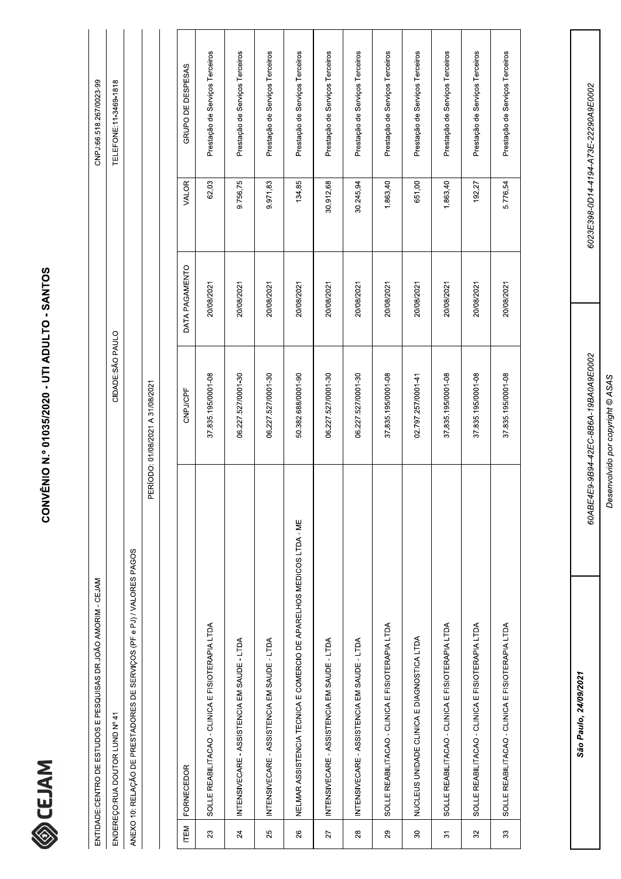# CONVÊNIO N.° 01035/2020 - UTI ADULTO - SANTOS

CEJAM

| ENTIDADE:CENTRO DE ESTUDOS E PESQUISAS DR.JOÃO AMORIM - CEJAM | | CNPJ:66.518.267/0023-99 |
|---|---|---|
| ENDEREÇO:RUA DOUTOR LUND Nº 41 | CIDADE:SÃO PAULO | TELEFONE:11-3469-1818 |
| ANEXO 10: RELAÇÃO DE PRESTADORES DE SERVIÇOS (PF e PJ) / VALORES PAGOS | | |
| | PERÍODO: 01/08/2021 A 31/08/2021 | |

| ITEM | FORNECEDOR | CNPJ/CPF | DATA PAGAMENTO | VALOR | GRUPO DE DESPESAS |
|---|---|---|---|---|---|
| 23 | SOLLE REABILITACAO - CLINICA E FISIOTERAPIA LTDA | 37.835.195/0001-08 | 20/08/2021 | 62,03 | Prestação de Serviços Terceiros |
| 24 | INTENSIVECARE - ASSISTENCIA EM SAUDE - LTDA | 06.227.527/0001-30 | 20/08/2021 | 9.756,75 | Prestação de Serviços Terceiros |
| 25 | INTENSIVECARE - ASSISTENCIA EM SAUDE - LTDA | 06.227.527/0001-30 | 20/08/2021 | 9.971,83 | Prestação de Serviços Terceiros |
| 26 | NELMAR ASSISTENCIA TECNICA E COMERCIO DE APARELHOS MEDICOS LTDA - ME | 50.382.688/0001-90 | 20/08/2021 | 134,85 | Prestação de Serviços Terceiros |
| 27 | INTENSIVECARE - ASSISTENCIA EM SAUDE - LTDA | 06.227.527/0001-30 | 20/08/2021 | 30.912,68 | Prestação de Serviços Terceiros |
| 28 | INTENSIVECARE - ASSISTENCIA EM SAUDE - LTDA | 06.227.527/0001-30 | 20/08/2021 | 30.245,94 | Prestação de Serviços Terceiros |
| 29 | SOLLE REABILITACAO - CLINICA E FISIOTERAPIA LTDA | 37.835.195/0001-08 | 20/08/2021 | 1.863,40 | Prestação de Serviços Terceiros |
| 30 | NUCLEUS UNIDADE CLINICA E DIAGNOSTICA LTDA | 02.797.257/0001-41 | 20/08/2021 | 651,00 | Prestação de Serviços Terceiros |
| 31 | SOLLE REABILITACAO - CLINICA E FISIOTERAPIA LTDA | 37.835.195/0001-08 | 20/08/2021 | 1.863,40 | Prestação de Serviços Terceiros |
| 32 | SOLLE REABILITACAO - CLINICA E FISIOTERAPIA LTDA | 37.835.195/0001-08 | 20/08/2021 | 192,27 | Prestação de Serviços Terceiros |
| 33 | SOLLE REABILITACAO - CLINICA E FISIOTERAPIA LTDA | 37.835.195/0001-08 | 20/08/2021 | 5.776,54 | Prestação de Serviços Terceiros |

| *São Paulo, 24/09/2021* | *60ABE4E9-9B94-42EC-8B6A-19BA0A9E0002* | *6023E398-0D14-4194-A73E-22290A9E0002* |
|---|---|---|

*Desenvolvido por copyright © ASAS*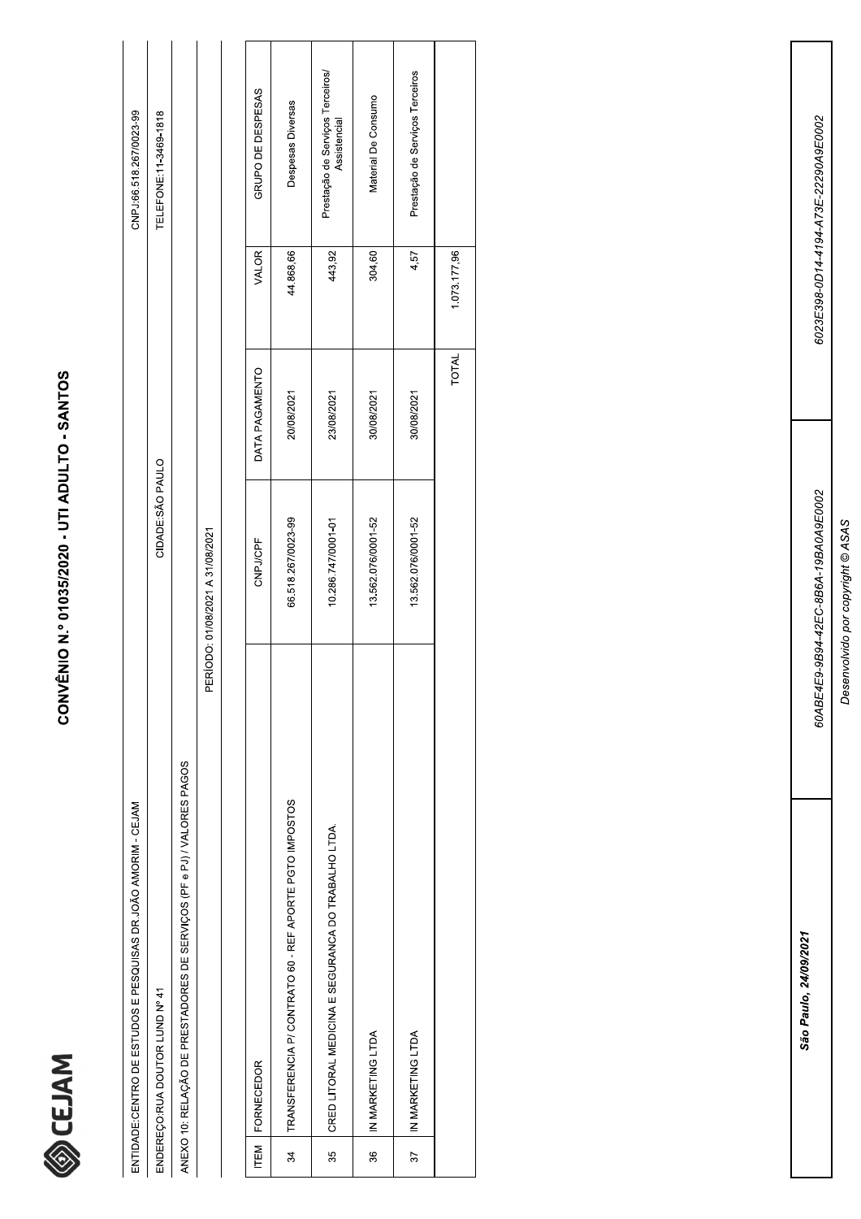CEJAM

# CONVÊNIO N.º 01035/2020 - UTI ADULTO - SANTOS

| | |
|---|---|
| ENTIDADE:CENTRO DE ESTUDOS E PESQUISAS DR.JOÃO AMORIM - CEJAM | CNPJ:66.518.267/0023-99 |
| ENDEREÇO:RUA DOUTOR LUND Nº 41 | CIDADE:SÃO PAULO | TELEFONE:11-3469-1818 |
| ANEXO 10: RELAÇÃO DE PRESTADORES DE SERVIÇOS (PF e PJ) / VALORES PAGOS | |
| PERÍODO: 01/08/2021 A 31/08/2021 | |

| ITEM | FORNECEDOR | CNPJ/CPF | DATA PAGAMENTO | VALOR | GRUPO DE DESPESAS |
|---|---|---|---|---|---|
| 34 | TRANSFERENCIA P/ CONTRATO 60 - REF APORTE PGTO IMPOSTOS | 66.518.267/0023-99 | 20/08/2021 | 44.868,66 | Despesas Diversas |
| 35 | CRED LITORAL MEDICINA E SEGURANCA DO TRABALHO LTDA. | 10.286.747/0001-01 | 23/08/2021 | 443,92 | Prestação de Serviços Terceiros/ Assistencial |
| 36 | IN MARKETING LTDA | 13.562.076/0001-52 | 30/08/2021 | 304,60 | Material De Consumo |
| 37 | IN MARKETING LTDA | 13.562.076/0001-52 | 30/08/2021 | 4,57 | Prestação de Serviços Terceiros |
| | | | TOTAL | 1.073.177,96 | |

| | | |
|---|---|---|
| *São Paulo, 24/09/2021* | *60ABE4E9-9B94-42EC-8B6A-19BA0A9E0002* | *6023E398-0D14-4194-A73E-22290A9E0002* |

*Desenvolvido por copyright © ASAS*